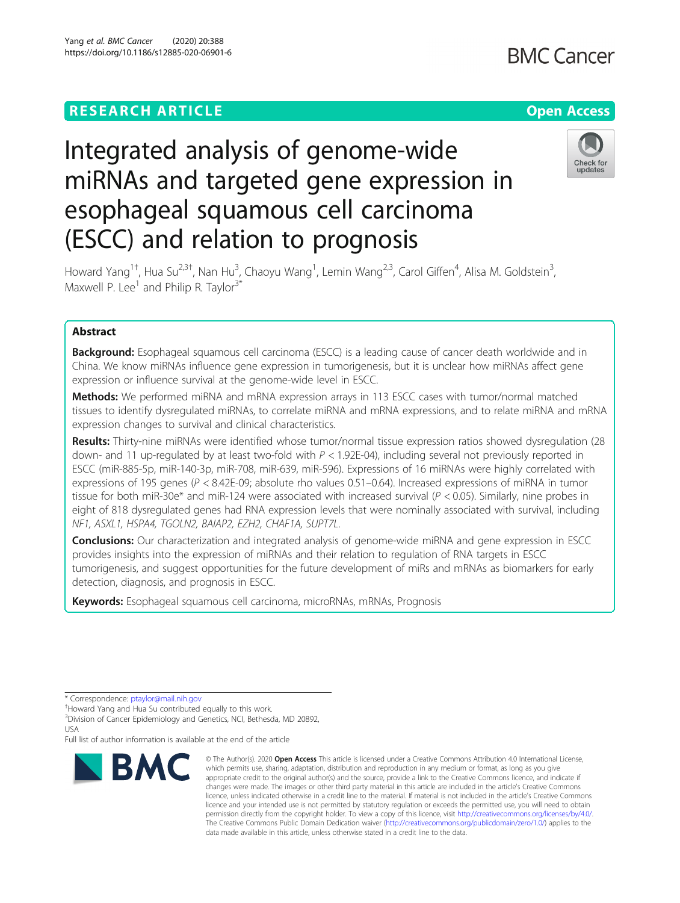RESEARCH ARTICLE

Open Access

# Integrated analysis of genome-wide miRNAs and targeted gene expression in esophageal squamous cell carcinoma (ESCC) and relation to prognosis

Howard Yang[1†], Hua Su[2,3†], Nan Hu[3], Chaoyu Wang[1], Lemin Wang[2,3], Carol Giffen[4], Alisa M. Goldstein[3], Maxwell P. Lee[1] and Philip R. Taylor[3*]

## Abstract

**Background:** Esophageal squamous cell carcinoma (ESCC) is a leading cause of cancer death worldwide and in China. We know miRNAs influence gene expression in tumorigenesis, but it is unclear how miRNAs affect gene expression or influence survival at the genome-wide level in ESCC.

**Methods:** We performed miRNA and mRNA expression arrays in 113 ESCC cases with tumor/normal matched tissues to identify dysregulated miRNAs, to correlate miRNA and mRNA expressions, and to relate miRNA and mRNA expression changes to survival and clinical characteristics.

**Results:** Thirty-nine miRNAs were identified whose tumor/normal tissue expression ratios showed dysregulation (28 down- and 11 up-regulated by at least two-fold with $P < 1.92E\text{-}04$), including several not previously reported in ESCC (miR-885-5p, miR-140-3p, miR-708, miR-639, miR-596). Expressions of 16 miRNAs were highly correlated with expressions of 195 genes ($P < 8.42E\text{-}09$; absolute rho values 0.51–0.64). Increased expressions of miRNA in tumor tissue for both miR-30e* and miR-124 were associated with increased survival ($P < 0.05$). Similarly, nine probes in eight of 818 dysregulated genes had RNA expression levels that were nominally associated with survival, including *NF1, ASXL1, HSPA4, TGOLN2, BAIAP2, EZH2, CHAF1A, SUPT7L*.

**Conclusions:** Our characterization and integrated analysis of genome-wide miRNA and gene expression in ESCC provides insights into the expression of miRNAs and their relation to regulation of RNA targets in ESCC tumorigenesis, and suggest opportunities for the future development of miRs and mRNAs as biomarkers for early detection, diagnosis, and prognosis in ESCC.

**Keywords:** Esophageal squamous cell carcinoma, microRNAs, mRNAs, Prognosis

\* Correspondence: ptaylor@mail.nih.gov

†Howard Yang and Hua Su contributed equally to this work.

[3]Division of Cancer Epidemiology and Genetics, NCI, Bethesda, MD 20892, USA

Full list of author information is available at the end of the article

© The Author(s). 2020 **Open Access** This article is licensed under a Creative Commons Attribution 4.0 International License, which permits use, sharing, adaptation, distribution and reproduction in any medium or format, as long as you give appropriate credit to the original author(s) and the source, provide a link to the Creative Commons licence, and indicate if changes were made. The images or other third party material in this article are included in the article's Creative Commons licence, unless indicated otherwise in a credit line to the material. If material is not included in the article's Creative Commons licence and your intended use is not permitted by statutory regulation or exceeds the permitted use, you will need to obtain permission directly from the copyright holder. To view a copy of this licence, visit http://creativecommons.org/licenses/by/4.0/. The Creative Commons Public Domain Dedication waiver (http://creativecommons.org/publicdomain/zero/1.0/) applies to the data made available in this article, unless otherwise stated in a credit line to the data.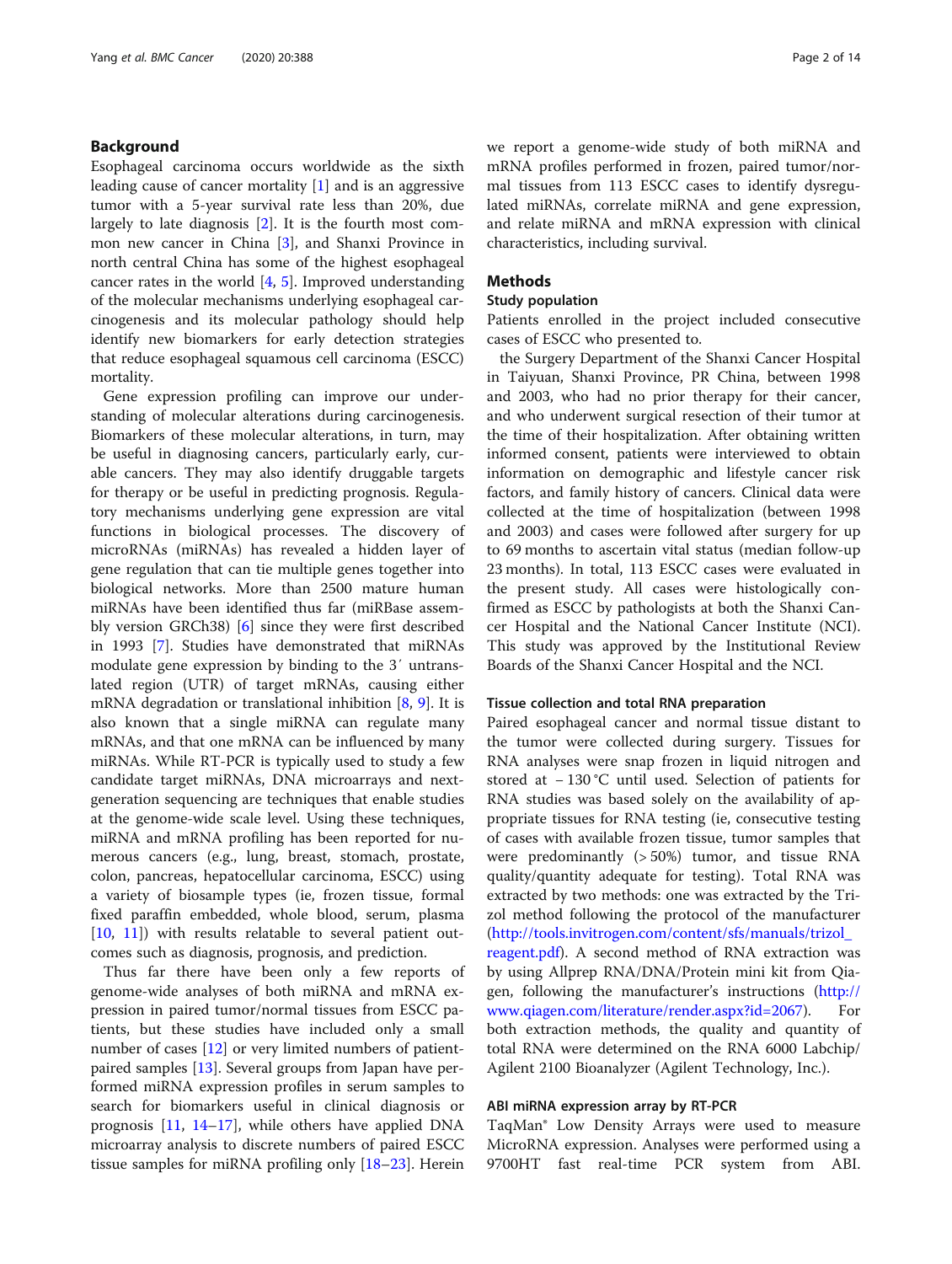## Background

Esophageal carcinoma occurs worldwide as the sixth leading cause of cancer mortality [1] and is an aggressive tumor with a 5-year survival rate less than 20%, due largely to late diagnosis [2]. It is the fourth most common new cancer in China [3], and Shanxi Province in north central China has some of the highest esophageal cancer rates in the world [4, 5]. Improved understanding of the molecular mechanisms underlying esophageal carcinogenesis and its molecular pathology should help identify new biomarkers for early detection strategies that reduce esophageal squamous cell carcinoma (ESCC) mortality.

Gene expression profiling can improve our understanding of molecular alterations during carcinogenesis. Biomarkers of these molecular alterations, in turn, may be useful in diagnosing cancers, particularly early, curable cancers. They may also identify druggable targets for therapy or be useful in predicting prognosis. Regulatory mechanisms underlying gene expression are vital functions in biological processes. The discovery of microRNAs (miRNAs) has revealed a hidden layer of gene regulation that can tie multiple genes together into biological networks. More than 2500 mature human miRNAs have been identified thus far (miRBase assembly version GRCh38) [6] since they were first described in 1993 [7]. Studies have demonstrated that miRNAs modulate gene expression by binding to the 3′ untranslated region (UTR) of target mRNAs, causing either mRNA degradation or translational inhibition [8, 9]. It is also known that a single miRNA can regulate many mRNAs, and that one mRNA can be influenced by many miRNAs. While RT-PCR is typically used to study a few candidate target miRNAs, DNA microarrays and next-generation sequencing are techniques that enable studies at the genome-wide scale level. Using these techniques, miRNA and mRNA profiling has been reported for numerous cancers (e.g., lung, breast, stomach, prostate, colon, pancreas, hepatocellular carcinoma, ESCC) using a variety of biosample types (ie, frozen tissue, formal fixed paraffin embedded, whole blood, serum, plasma [10, 11]) with results relatable to several patient outcomes such as diagnosis, prognosis, and prediction.

Thus far there have been only a few reports of genome-wide analyses of both miRNA and mRNA expression in paired tumor/normal tissues from ESCC patients, but these studies have included only a small number of cases [12] or very limited numbers of patient-paired samples [13]. Several groups from Japan have performed miRNA expression profiles in serum samples to search for biomarkers useful in clinical diagnosis or prognosis [11, 14–17], while others have applied DNA microarray analysis to discrete numbers of paired ESCC tissue samples for miRNA profiling only [18–23]. Herein we report a genome-wide study of both miRNA and mRNA profiles performed in frozen, paired tumor/normal tissues from 113 ESCC cases to identify dysregulated miRNAs, correlate miRNA and gene expression, and relate miRNA and mRNA expression with clinical characteristics, including survival.

## Methods

### Study population

Patients enrolled in the project included consecutive cases of ESCC who presented to.

the Surgery Department of the Shanxi Cancer Hospital in Taiyuan, Shanxi Province, PR China, between 1998 and 2003, who had no prior therapy for their cancer, and who underwent surgical resection of their tumor at the time of their hospitalization. After obtaining written informed consent, patients were interviewed to obtain information on demographic and lifestyle cancer risk factors, and family history of cancers. Clinical data were collected at the time of hospitalization (between 1998 and 2003) and cases were followed after surgery for up to 69 months to ascertain vital status (median follow-up 23 months). In total, 113 ESCC cases were evaluated in the present study. All cases were histologically confirmed as ESCC by pathologists at both the Shanxi Cancer Hospital and the National Cancer Institute (NCI). This study was approved by the Institutional Review Boards of the Shanxi Cancer Hospital and the NCI.

### Tissue collection and total RNA preparation

Paired esophageal cancer and normal tissue distant to the tumor were collected during surgery. Tissues for RNA analyses were snap frozen in liquid nitrogen and stored at − 130 °C until used. Selection of patients for RNA studies was based solely on the availability of appropriate tissues for RNA testing (ie, consecutive testing of cases with available frozen tissue, tumor samples that were predominantly (> 50%) tumor, and tissue RNA quality/quantity adequate for testing). Total RNA was extracted by two methods: one was extracted by the Trizol method following the protocol of the manufacturer (http://tools.invitrogen.com/content/sfs/manuals/trizol_reagent.pdf). A second method of RNA extraction was by using Allprep RNA/DNA/Protein mini kit from Qiagen, following the manufacturer's instructions (http://www.qiagen.com/literature/render.aspx?id=2067). For both extraction methods, the quality and quantity of total RNA were determined on the RNA 6000 Labchip/Agilent 2100 Bioanalyzer (Agilent Technology, Inc.).

### ABI miRNA expression array by RT-PCR

TaqMan® Low Density Arrays were used to measure MicroRNA expression. Analyses were performed using a 9700HT fast real-time PCR system from ABI.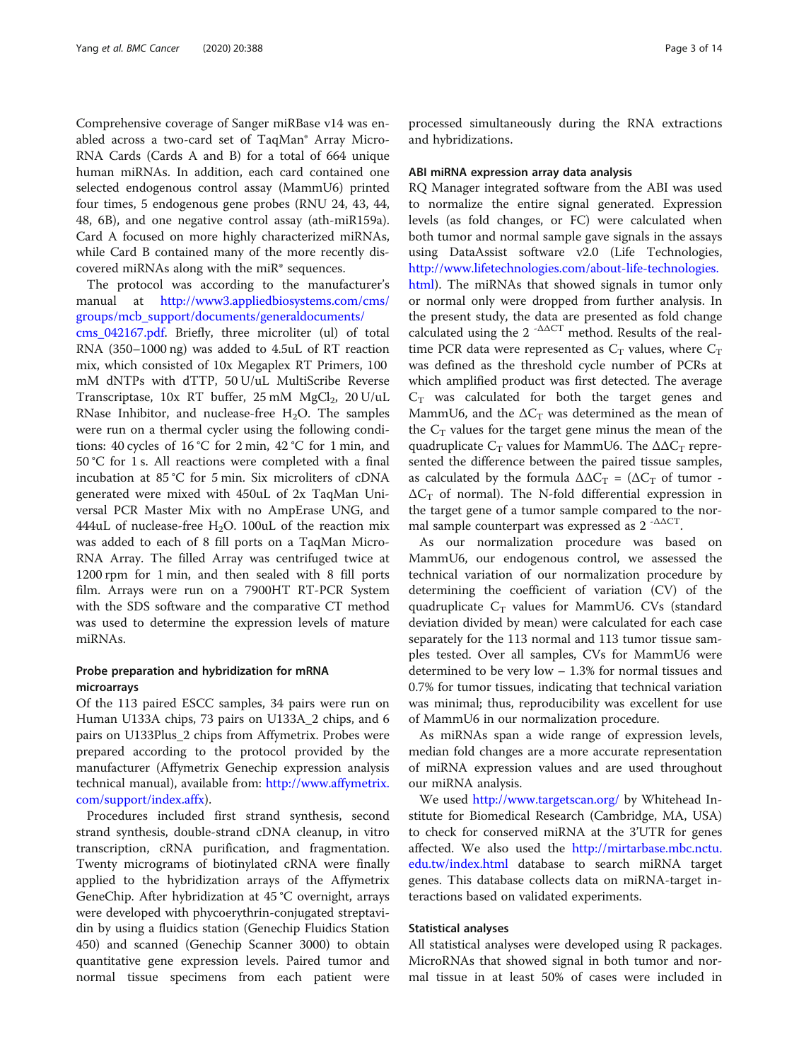Comprehensive coverage of Sanger miRBase v14 was enabled across a two-card set of TaqMan® Array MicroRNA Cards (Cards A and B) for a total of 664 unique human miRNAs. In addition, each card contained one selected endogenous control assay (MammU6) printed four times, 5 endogenous gene probes (RNU 24, 43, 44, 48, 6B), and one negative control assay (ath-miR159a). Card A focused on more highly characterized miRNAs, while Card B contained many of the more recently discovered miRNAs along with the miR* sequences.

The protocol was according to the manufacturer's manual at http://www3.appliedbiosystems.com/cms/groups/mcb_support/documents/generaldocuments/cms_042167.pdf. Briefly, three microliter (ul) of total RNA (350–1000 ng) was added to 4.5uL of RT reaction mix, which consisted of 10x Megaplex RT Primers, 100 mM dNTPs with dTTP, 50 U/uL MultiScribe Reverse Transcriptase, 10x RT buffer, 25 mM $MgCl_2$, 20 U/uL RNase Inhibitor, and nuclease-free $H_2O$. The samples were run on a thermal cycler using the following conditions: 40 cycles of 16 °C for 2 min, 42 °C for 1 min, and 50 °C for 1 s. All reactions were completed with a final incubation at 85 °C for 5 min. Six microliters of cDNA generated were mixed with 450uL of 2x TaqMan Universal PCR Master Mix with no AmpErase UNG, and 444uL of nuclease-free $H_2O$. 100uL of the reaction mix was added to each of 8 fill ports on a TaqMan MicroRNA Array. The filled Array was centrifuged twice at 1200 rpm for 1 min, and then sealed with 8 fill ports film. Arrays were run on a 7900HT RT-PCR System with the SDS software and the comparative CT method was used to determine the expression levels of mature miRNAs.

### Probe preparation and hybridization for mRNA microarrays

Of the 113 paired ESCC samples, 34 pairs were run on Human U133A chips, 73 pairs on U133A_2 chips, and 6 pairs on U133Plus_2 chips from Affymetrix. Probes were prepared according to the protocol provided by the manufacturer (Affymetrix Genechip expression analysis technical manual), available from: http://www.affymetrix.com/support/index.affx).

Procedures included first strand synthesis, second strand synthesis, double-strand cDNA cleanup, in vitro transcription, cRNA purification, and fragmentation. Twenty micrograms of biotinylated cRNA were finally applied to the hybridization arrays of the Affymetrix GeneChip. After hybridization at 45 °C overnight, arrays were developed with phycoerythrin-conjugated streptavidin by using a fluidics station (Genechip Fluidics Station 450) and scanned (Genechip Scanner 3000) to obtain quantitative gene expression levels. Paired tumor and normal tissue specimens from each patient were processed simultaneously during the RNA extractions and hybridizations.

### ABI miRNA expression array data analysis

RQ Manager integrated software from the ABI was used to normalize the entire signal generated. Expression levels (as fold changes, or FC) were calculated when both tumor and normal sample gave signals in the assays using DataAssist software v2.0 (Life Technologies, http://www.lifetechnologies.com/about-life-technologies.html). The miRNAs that showed signals in tumor only or normal only were dropped from further analysis. In the present study, the data are presented as fold change calculated using the $2^{-\Delta\Delta CT}$ method. Results of the real-time PCR data were represented as $C_T$ values, where $C_T$ was defined as the threshold cycle number of PCRs at which amplified product was first detected. The average $C_T$ was calculated for both the target genes and MammU6, and the $\Delta C_T$ was determined as the mean of the $C_T$ values for the target gene minus the mean of the quadruplicate $C_T$ values for MammU6. The $\Delta\Delta C_T$ represented the difference between the paired tissue samples, as calculated by the formula $\Delta\Delta C_T$ = ($\Delta C_T$ of tumor - $\Delta C_T$ of normal). The N-fold differential expression in the target gene of a tumor sample compared to the normal sample counterpart was expressed as $2^{-\Delta\Delta CT}$.

As our normalization procedure was based on MammU6, our endogenous control, we assessed the technical variation of our normalization procedure by determining the coefficient of variation (CV) of the quadruplicate $C_T$ values for MammU6. CVs (standard deviation divided by mean) were calculated for each case separately for the 113 normal and 113 tumor tissue samples tested. Over all samples, CVs for MammU6 were determined to be very low – 1.3% for normal tissues and 0.7% for tumor tissues, indicating that technical variation was minimal; thus, reproducibility was excellent for use of MammU6 in our normalization procedure.

As miRNAs span a wide range of expression levels, median fold changes are a more accurate representation of miRNA expression values and are used throughout our miRNA analysis.

We used http://www.targetscan.org/ by Whitehead Institute for Biomedical Research (Cambridge, MA, USA) to check for conserved miRNA at the 3'UTR for genes affected. We also used the http://mirtarbase.mbc.nctu.edu.tw/index.html database to search miRNA target genes. This database collects data on miRNA-target interactions based on validated experiments.

### Statistical analyses

All statistical analyses were developed using R packages. MicroRNAs that showed signal in both tumor and normal tissue in at least 50% of cases were included in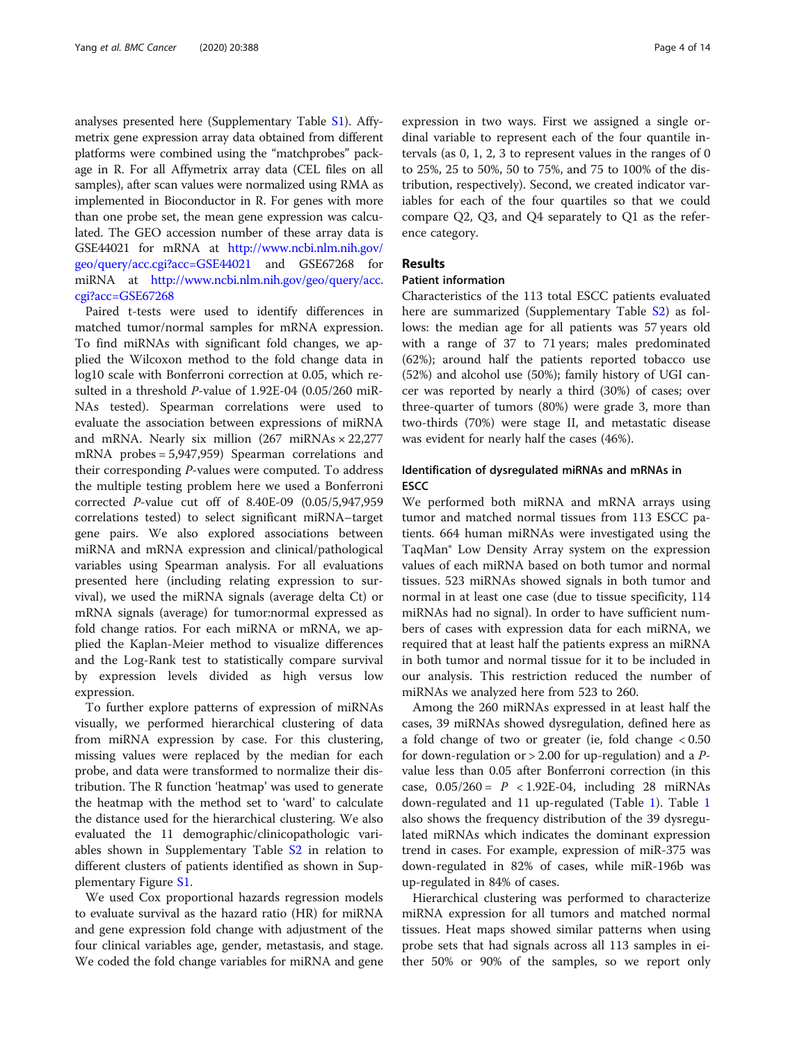analyses presented here (Supplementary Table S1). Affymetrix gene expression array data obtained from different platforms were combined using the "matchprobes" package in R. For all Affymetrix array data (CEL files on all samples), after scan values were normalized using RMA as implemented in Bioconductor in R. For genes with more than one probe set, the mean gene expression was calculated. The GEO accession number of these array data is GSE44021 for mRNA at http://www.ncbi.nlm.nih.gov/geo/query/acc.cgi?acc=GSE44021 and GSE67268 for miRNA at http://www.ncbi.nlm.nih.gov/geo/query/acc.cgi?acc=GSE67268

Paired t-tests were used to identify differences in matched tumor/normal samples for mRNA expression. To find miRNAs with significant fold changes, we applied the Wilcoxon method to the fold change data in log10 scale with Bonferroni correction at 0.05, which resulted in a threshold *P*-value of 1.92E-04 (0.05/260 miRNAs tested). Spearman correlations were used to evaluate the association between expressions of miRNA and mRNA. Nearly six million (267 miRNAs × 22,277 mRNA probes = 5,947,959) Spearman correlations and their corresponding *P*-values were computed. To address the multiple testing problem here we used a Bonferroni corrected *P*-value cut off of 8.40E-09 (0.05/5,947,959 correlations tested) to select significant miRNA–target gene pairs. We also explored associations between miRNA and mRNA expression and clinical/pathological variables using Spearman analysis. For all evaluations presented here (including relating expression to survival), we used the miRNA signals (average delta Ct) or mRNA signals (average) for tumor:normal expressed as fold change ratios. For each miRNA or mRNA, we applied the Kaplan-Meier method to visualize differences and the Log-Rank test to statistically compare survival by expression levels divided as high versus low expression.

To further explore patterns of expression of miRNAs visually, we performed hierarchical clustering of data from miRNA expression by case. For this clustering, missing values were replaced by the median for each probe, and data were transformed to normalize their distribution. The R function 'heatmap' was used to generate the heatmap with the method set to 'ward' to calculate the distance used for the hierarchical clustering. We also evaluated the 11 demographic/clinicopathologic variables shown in Supplementary Table S2 in relation to different clusters of patients identified as shown in Supplementary Figure S1.

We used Cox proportional hazards regression models to evaluate survival as the hazard ratio (HR) for miRNA and gene expression fold change with adjustment of the four clinical variables age, gender, metastasis, and stage. We coded the fold change variables for miRNA and gene expression in two ways. First we assigned a single ordinal variable to represent each of the four quantile intervals (as 0, 1, 2, 3 to represent values in the ranges of 0 to 25%, 25 to 50%, 50 to 75%, and 75 to 100% of the distribution, respectively). Second, we created indicator variables for each of the four quartiles so that we could compare Q2, Q3, and Q4 separately to Q1 as the reference category.

## Results

### Patient information

Characteristics of the 113 total ESCC patients evaluated here are summarized (Supplementary Table S2) as follows: the median age for all patients was 57 years old with a range of 37 to 71 years; males predominated (62%); around half the patients reported tobacco use (52%) and alcohol use (50%); family history of UGI cancer was reported by nearly a third (30%) of cases; over three-quarter of tumors (80%) were grade 3, more than two-thirds (70%) were stage II, and metastatic disease was evident for nearly half the cases (46%).

### Identification of dysregulated miRNAs and mRNAs in ESCC

We performed both miRNA and mRNA arrays using tumor and matched normal tissues from 113 ESCC patients. 664 human miRNAs were investigated using the TaqMan® Low Density Array system on the expression values of each miRNA based on both tumor and normal tissues. 523 miRNAs showed signals in both tumor and normal in at least one case (due to tissue specificity, 114 miRNAs had no signal). In order to have sufficient numbers of cases with expression data for each miRNA, we required that at least half the patients express an miRNA in both tumor and normal tissue for it to be included in our analysis. This restriction reduced the number of miRNAs we analyzed here from 523 to 260.

Among the 260 miRNAs expressed in at least half the cases, 39 miRNAs showed dysregulation, defined here as a fold change of two or greater (ie, fold change < 0.50 for down-regulation or > 2.00 for up-regulation) and a *P*-value less than 0.05 after Bonferroni correction (in this case, 0.05/260 = *P* < 1.92E-04, including 28 miRNAs down-regulated and 11 up-regulated (Table 1). Table 1 also shows the frequency distribution of the 39 dysregulated miRNAs which indicates the dominant expression trend in cases. For example, expression of miR-375 was down-regulated in 82% of cases, while miR-196b was up-regulated in 84% of cases.

Hierarchical clustering was performed to characterize miRNA expression for all tumors and matched normal tissues. Heat maps showed similar patterns when using probe sets that had signals across all 113 samples in either 50% or 90% of the samples, so we report only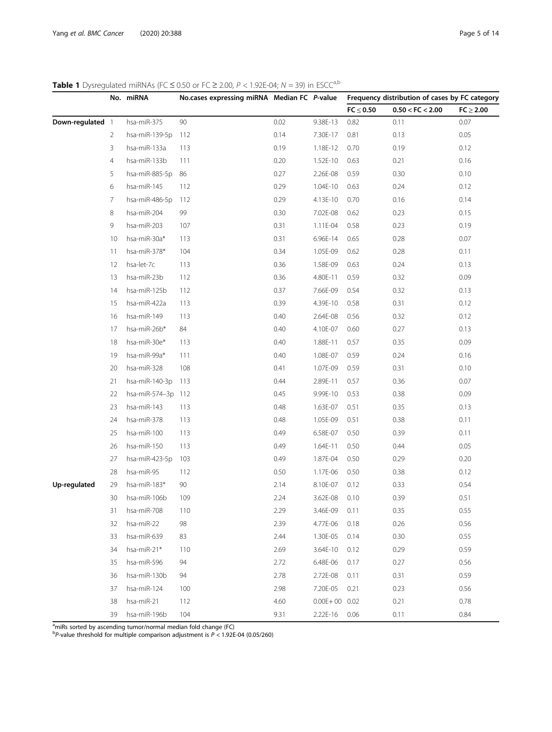**Table 1** Dysregulated miRNAs (FC ≤ 0.50 or FC ≥ 2.00, $P < 1.92E\text{-}04$; $N = 39$) in ESCC[a,b]

| | No. | miRNA | No.cases expressing miRNA | Median FC | *P*-value | Frequency distribution of cases by FC category | | |
|---|---|---|---|---|---|---|---|---|
| | | | | | | FC ≤ 0.50 | 0.50 < FC < 2.00 | FC ≥ 2.00 |
| **Down-regulated** | 1 | hsa-miR-375 | 90 | 0.02 | 9.38E-13 | 0.82 | 0.11 | 0.07 |
| | 2 | hsa-miR-139-5p | 112 | 0.14 | 7.30E-17 | 0.81 | 0.13 | 0.05 |
| | 3 | hsa-miR-133a | 113 | 0.19 | 1.18E-12 | 0.70 | 0.19 | 0.12 |
| | 4 | hsa-miR-133b | 111 | 0.20 | 1.52E-10 | 0.63 | 0.21 | 0.16 |
| | 5 | hsa-miR-885-5p | 86 | 0.27 | 2.26E-08 | 0.59 | 0.30 | 0.10 |
| | 6 | hsa-miR-145 | 112 | 0.29 | 1.04E-10 | 0.63 | 0.24 | 0.12 |
| | 7 | hsa-miR-486-5p | 112 | 0.29 | 4.13E-10 | 0.70 | 0.16 | 0.14 |
| | 8 | hsa-miR-204 | 99 | 0.30 | 7.02E-08 | 0.62 | 0.23 | 0.15 |
| | 9 | hsa-miR-203 | 107 | 0.31 | 1.11E-04 | 0.58 | 0.23 | 0.19 |
| | 10 | hsa-miR-30a* | 113 | 0.31 | 6.96E-14 | 0.65 | 0.28 | 0.07 |
| | 11 | hsa-miR-378* | 104 | 0.34 | 1.05E-09 | 0.62 | 0.28 | 0.11 |
| | 12 | hsa-let-7c | 113 | 0.36 | 1.58E-09 | 0.63 | 0.24 | 0.13 |
| | 13 | hsa-miR-23b | 112 | 0.36 | 4.80E-11 | 0.59 | 0.32 | 0.09 |
| | 14 | hsa-miR-125b | 112 | 0.37 | 7.66E-09 | 0.54 | 0.32 | 0.13 |
| | 15 | hsa-miR-422a | 113 | 0.39 | 4.39E-10 | 0.58 | 0.31 | 0.12 |
| | 16 | hsa-miR-149 | 113 | 0.40 | 2.64E-08 | 0.56 | 0.32 | 0.12 |
| | 17 | hsa-miR-26b* | 84 | 0.40 | 4.10E-07 | 0.60 | 0.27 | 0.13 |
| | 18 | hsa-miR-30e* | 113 | 0.40 | 1.88E-11 | 0.57 | 0.35 | 0.09 |
| | 19 | hsa-miR-99a* | 111 | 0.40 | 1.08E-07 | 0.59 | 0.24 | 0.16 |
| | 20 | hsa-miR-328 | 108 | 0.41 | 1.07E-09 | 0.59 | 0.31 | 0.10 |
| | 21 | hsa-miR-140-3p | 113 | 0.44 | 2.89E-11 | 0.57 | 0.36 | 0.07 |
| | 22 | hsa-miR-574–3p | 112 | 0.45 | 9.99E-10 | 0.53 | 0.38 | 0.09 |
| | 23 | hsa-miR-143 | 113 | 0.48 | 1.63E-07 | 0.51 | 0.35 | 0.13 |
| | 24 | hsa-miR-378 | 113 | 0.48 | 1.05E-09 | 0.51 | 0.38 | 0.11 |
| | 25 | hsa-miR-100 | 113 | 0.49 | 6.58E-07 | 0.50 | 0.39 | 0.11 |
| | 26 | hsa-miR-150 | 113 | 0.49 | 1.64E-11 | 0.50 | 0.44 | 0.05 |
| | 27 | hsa-miR-423-5p | 103 | 0.49 | 1.87E-04 | 0.50 | 0.29 | 0.20 |
| | 28 | hsa-miR-95 | 112 | 0.50 | 1.17E-06 | 0.50 | 0.38 | 0.12 |
| **Up-regulated** | 29 | hsa-miR-183* | 90 | 2.14 | 8.10E-07 | 0.12 | 0.33 | 0.54 |
| | 30 | hsa-miR-106b | 109 | 2.24 | 3.62E-08 | 0.10 | 0.39 | 0.51 |
| | 31 | hsa-miR-708 | 110 | 2.29 | 3.46E-09 | 0.11 | 0.35 | 0.55 |
| | 32 | hsa-miR-22 | 98 | 2.39 | 4.77E-06 | 0.18 | 0.26 | 0.56 |
| | 33 | hsa-miR-639 | 83 | 2.44 | 1.30E-05 | 0.14 | 0.30 | 0.55 |
| | 34 | hsa-miR-21* | 110 | 2.69 | 3.64E-10 | 0.12 | 0.29 | 0.59 |
| | 35 | hsa-miR-596 | 94 | 2.72 | 6.48E-06 | 0.17 | 0.27 | 0.56 |
| | 36 | hsa-miR-130b | 94 | 2.78 | 2.72E-08 | 0.11 | 0.31 | 0.59 |
| | 37 | hsa-miR-124 | 100 | 2.98 | 7.20E-05 | 0.21 | 0.23 | 0.56 |
| | 38 | hsa-miR-21 | 112 | 4.60 | 0.00E+ 00 | 0.02 | 0.21 | 0.78 |
| | 39 | hsa-miR-196b | 104 | 9.31 | 2.22E-16 | 0.06 | 0.11 | 0.84 |

[a]miRs sorted by ascending tumor/normal median fold change (FC)
[b]*P*-value threshold for multiple comparison adjustment is $P < 1.92E\text{-}04$ (0.05/260)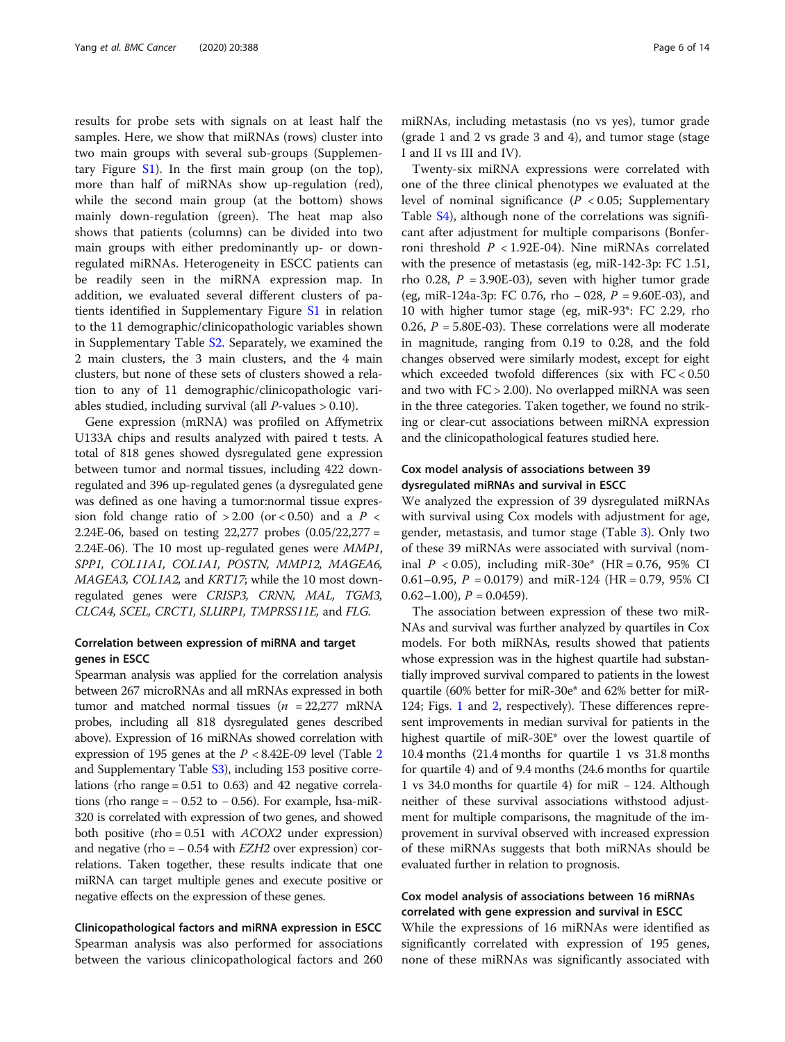results for probe sets with signals on at least half the samples. Here, we show that miRNAs (rows) cluster into two main groups with several sub-groups (Supplementary Figure S1). In the first main group (on the top), more than half of miRNAs show up-regulation (red), while the second main group (at the bottom) shows mainly down-regulation (green). The heat map also shows that patients (columns) can be divided into two main groups with either predominantly up- or down-regulated miRNAs. Heterogeneity in ESCC patients can be readily seen in the miRNA expression map. In addition, we evaluated several different clusters of patients identified in Supplementary Figure S1 in relation to the 11 demographic/clinicopathologic variables shown in Supplementary Table S2. Separately, we examined the 2 main clusters, the 3 main clusters, and the 4 main clusters, but none of these sets of clusters showed a relation to any of 11 demographic/clinicopathologic variables studied, including survival (all *P*-values > 0.10).

Gene expression (mRNA) was profiled on Affymetrix U133A chips and results analyzed with paired t tests. A total of 818 genes showed dysregulated gene expression between tumor and normal tissues, including 422 down-regulated and 396 up-regulated genes (a dysregulated gene was defined as one having a tumor:normal tissue expression fold change ratio of > 2.00 (or < 0.50) and a $P <$ 2.24E-06, based on testing 22,277 probes (0.05/22,277 = 2.24E-06). The 10 most up-regulated genes were *MMP1*, *SPP1*, *COL11A1*, *COL1A1*, *POSTN*, *MMP12*, *MAGEA6*, *MAGEA3*, *COL1A2*, and *KRT17*; while the 10 most down-regulated genes were *CRISP3*, *CRNN*, *MAL*, *TGM3*, *CLCA4*, *SCEL*, *CRCT1*, *SLURP1*, *TMPRSS11E*, and *FLG*.

### Correlation between expression of miRNA and target genes in ESCC

Spearman analysis was applied for the correlation analysis between 267 microRNAs and all mRNAs expressed in both tumor and matched normal tissues ($n$ = 22,277 mRNA probes, including all 818 dysregulated genes described above). Expression of 16 miRNAs showed correlation with expression of 195 genes at the $P$ < 8.42E-09 level (Table 2 and Supplementary Table S3), including 153 positive correlations (rho range = 0.51 to 0.63) and 42 negative correlations (rho range = − 0.52 to − 0.56). For example, hsa-miR-320 is correlated with expression of two genes, and showed both positive (rho = 0.51 with *ACOX2* under expression) and negative (rho = − 0.54 with *EZH2* over expression) correlations. Taken together, these results indicate that one miRNA can target multiple genes and execute positive or negative effects on the expression of these genes.

### Clinicopathological factors and miRNA expression in ESCC

Spearman analysis was also performed for associations between the various clinicopathological factors and 260 miRNAs, including metastasis (no vs yes), tumor grade (grade 1 and 2 vs grade 3 and 4), and tumor stage (stage I and II vs III and IV).

Twenty-six miRNA expressions were correlated with one of the three clinical phenotypes we evaluated at the level of nominal significance ($P$ < 0.05; Supplementary Table S4), although none of the correlations was significant after adjustment for multiple comparisons (Bonferroni threshold $P$ < 1.92E-04). Nine miRNAs correlated with the presence of metastasis (eg, miR-142-3p: FC 1.51, rho 0.28, $P$ = 3.90E-03), seven with higher tumor grade (eg, miR-124a-3p: FC 0.76, rho − 028, $P$ = 9.60E-03), and 10 with higher tumor stage (eg, miR-93*: FC 2.29, rho 0.26, $P$ = 5.80E-03). These correlations were all moderate in magnitude, ranging from 0.19 to 0.28, and the fold changes observed were similarly modest, except for eight which exceeded twofold differences (six with FC < 0.50 and two with FC > 2.00). No overlapped miRNA was seen in the three categories. Taken together, we found no striking or clear-cut associations between miRNA expression and the clinicopathological features studied here.

### Cox model analysis of associations between 39 dysregulated miRNAs and survival in ESCC

We analyzed the expression of 39 dysregulated miRNAs with survival using Cox models with adjustment for age, gender, metastasis, and tumor stage (Table 3). Only two of these 39 miRNAs were associated with survival (nominal $P$ < 0.05), including miR-30e* (HR = 0.76, 95% CI 0.61–0.95, $P$ = 0.0179) and miR-124 (HR = 0.79, 95% CI 0.62–1.00), $P$ = 0.0459).

The association between expression of these two miRNAs and survival was further analyzed by quartiles in Cox models. For both miRNAs, results showed that patients whose expression was in the highest quartile had substantially improved survival compared to patients in the lowest quartile (60% better for miR-30e* and 62% better for miR-124; Figs. 1 and 2, respectively). These differences represent improvements in median survival for patients in the highest quartile of miR-30E* over the lowest quartile of 10.4 months (21.4 months for quartile 1 vs 31.8 months for quartile 4) and of 9.4 months (24.6 months for quartile 1 vs 34.0 months for quartile 4) for miR − 124. Although neither of these survival associations withstood adjustment for multiple comparisons, the magnitude of the improvement in survival observed with increased expression of these miRNAs suggests that both miRNAs should be evaluated further in relation to prognosis.

### Cox model analysis of associations between 16 miRNAs correlated with gene expression and survival in ESCC

While the expressions of 16 miRNAs were identified as significantly correlated with expression of 195 genes, none of these miRNAs was significantly associated with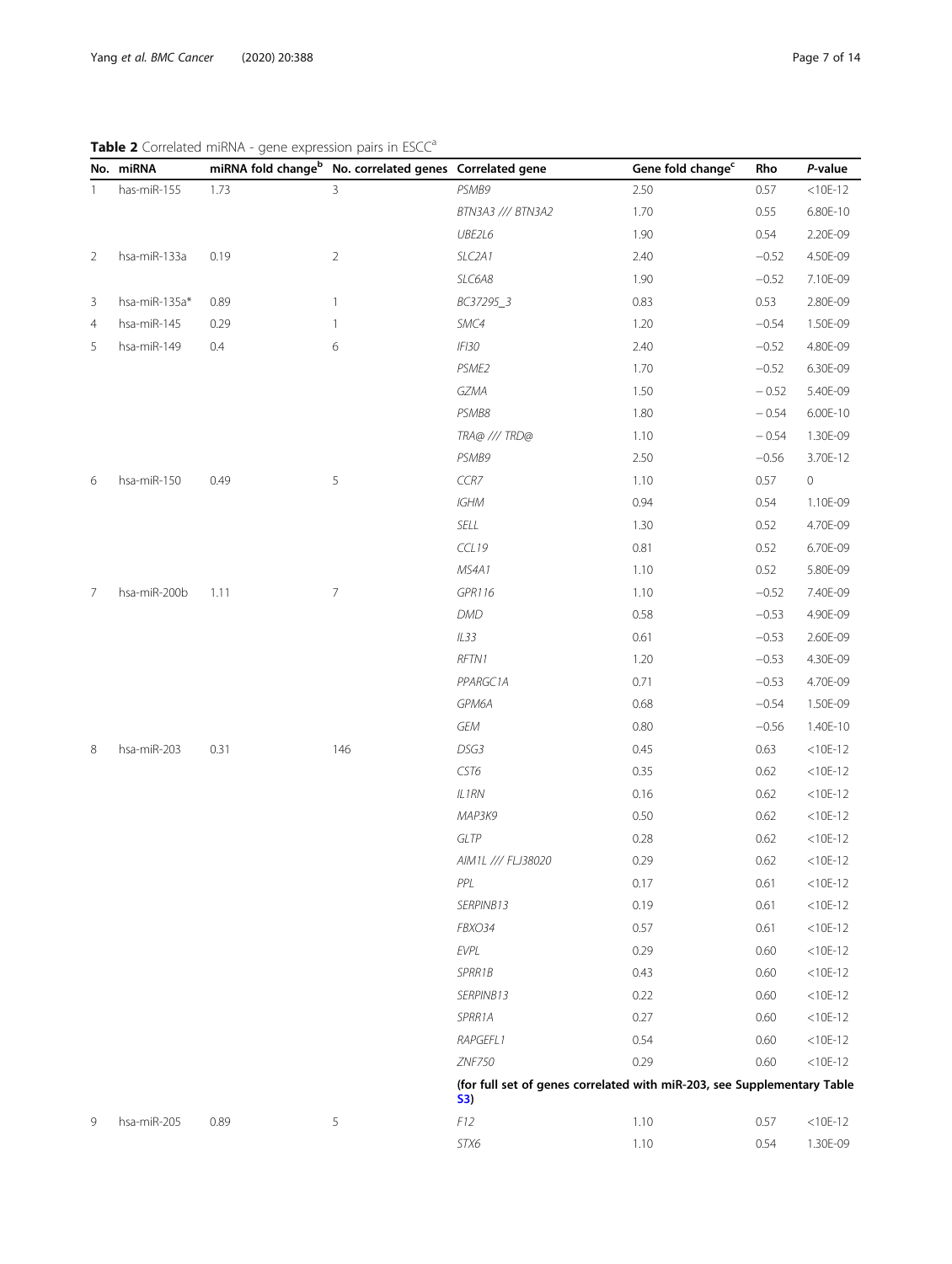**Table 2** Correlated miRNA - gene expression pairs in ESCC[a]

| No. | miRNA | miRNA fold change[b] | No. correlated genes | Correlated gene | Gene fold change[c] | Rho | *P*-value |
|---|---|---|---|---|---|---|---|
| 1 | has-miR-155 | 1.73 | 3 | *PSMB9* | 2.50 | 0.57 | <10E-12 |
| | | | | *BTN3A3 /// BTN3A2* | 1.70 | 0.55 | 6.80E-10 |
| | | | | *UBE2L6* | 1.90 | 0.54 | 2.20E-09 |
| 2 | hsa-miR-133a | 0.19 | 2 | *SLC2A1* | 2.40 | −0.52 | 4.50E-09 |
| | | | | *SLC6A8* | 1.90 | −0.52 | 7.10E-09 |
| 3 | hsa-miR-135a* | 0.89 | 1 | *BC37295_3* | 0.83 | 0.53 | 2.80E-09 |
| 4 | hsa-miR-145 | 0.29 | 1 | *SMC4* | 1.20 | −0.54 | 1.50E-09 |
| 5 | hsa-miR-149 | 0.4 | 6 | *IFI30* | 2.40 | −0.52 | 4.80E-09 |
| | | | | *PSME2* | 1.70 | −0.52 | 6.30E-09 |
| | | | | *GZMA* | 1.50 | − 0.52 | 5.40E-09 |
| | | | | *PSMB8* | 1.80 | − 0.54 | 6.00E-10 |
| | | | | *TRA@ /// TRD@* | 1.10 | − 0.54 | 1.30E-09 |
| | | | | *PSMB9* | 2.50 | −0.56 | 3.70E-12 |
| 6 | hsa-miR-150 | 0.49 | 5 | *CCR7* | 1.10 | 0.57 | 0 |
| | | | | *IGHM* | 0.94 | 0.54 | 1.10E-09 |
| | | | | *SELL* | 1.30 | 0.52 | 4.70E-09 |
| | | | | *CCL19* | 0.81 | 0.52 | 6.70E-09 |
| | | | | *MS4A1* | 1.10 | 0.52 | 5.80E-09 |
| 7 | hsa-miR-200b | 1.11 | 7 | *GPR116* | 1.10 | −0.52 | 7.40E-09 |
| | | | | *DMD* | 0.58 | −0.53 | 4.90E-09 |
| | | | | *IL33* | 0.61 | −0.53 | 2.60E-09 |
| | | | | *RFTN1* | 1.20 | −0.53 | 4.30E-09 |
| | | | | *PPARGC1A* | 0.71 | −0.53 | 4.70E-09 |
| | | | | *GPM6A* | 0.68 | −0.54 | 1.50E-09 |
| | | | | *GEM* | 0.80 | −0.56 | 1.40E-10 |
| 8 | hsa-miR-203 | 0.31 | 146 | *DSG3* | 0.45 | 0.63 | <10E-12 |
| | | | | *CST6* | 0.35 | 0.62 | <10E-12 |
| | | | | *IL1RN* | 0.16 | 0.62 | <10E-12 |
| | | | | *MAP3K9* | 0.50 | 0.62 | <10E-12 |
| | | | | *GLTP* | 0.28 | 0.62 | <10E-12 |
| | | | | *AIM1L /// FLJ38020* | 0.29 | 0.62 | <10E-12 |
| | | | | *PPL* | 0.17 | 0.61 | <10E-12 |
| | | | | *SERPINB13* | 0.19 | 0.61 | <10E-12 |
| | | | | *FBXO34* | 0.57 | 0.61 | <10E-12 |
| | | | | *EVPL* | 0.29 | 0.60 | <10E-12 |
| | | | | *SPRR1B* | 0.43 | 0.60 | <10E-12 |
| | | | | *SERPINB13* | 0.22 | 0.60 | <10E-12 |
| | | | | *SPRR1A* | 0.27 | 0.60 | <10E-12 |
| | | | | *RAPGEFL1* | 0.54 | 0.60 | <10E-12 |
| | | | | *ZNF750* | 0.29 | 0.60 | <10E-12 |
| | | | | **(for full set of genes correlated with miR-203, see Supplementary Table S3)** | | | |
| 9 | hsa-miR-205 | 0.89 | 5 | *F12* | 1.10 | 0.57 | <10E-12 |
| | | | | *STX6* | 1.10 | 0.54 | 1.30E-09 |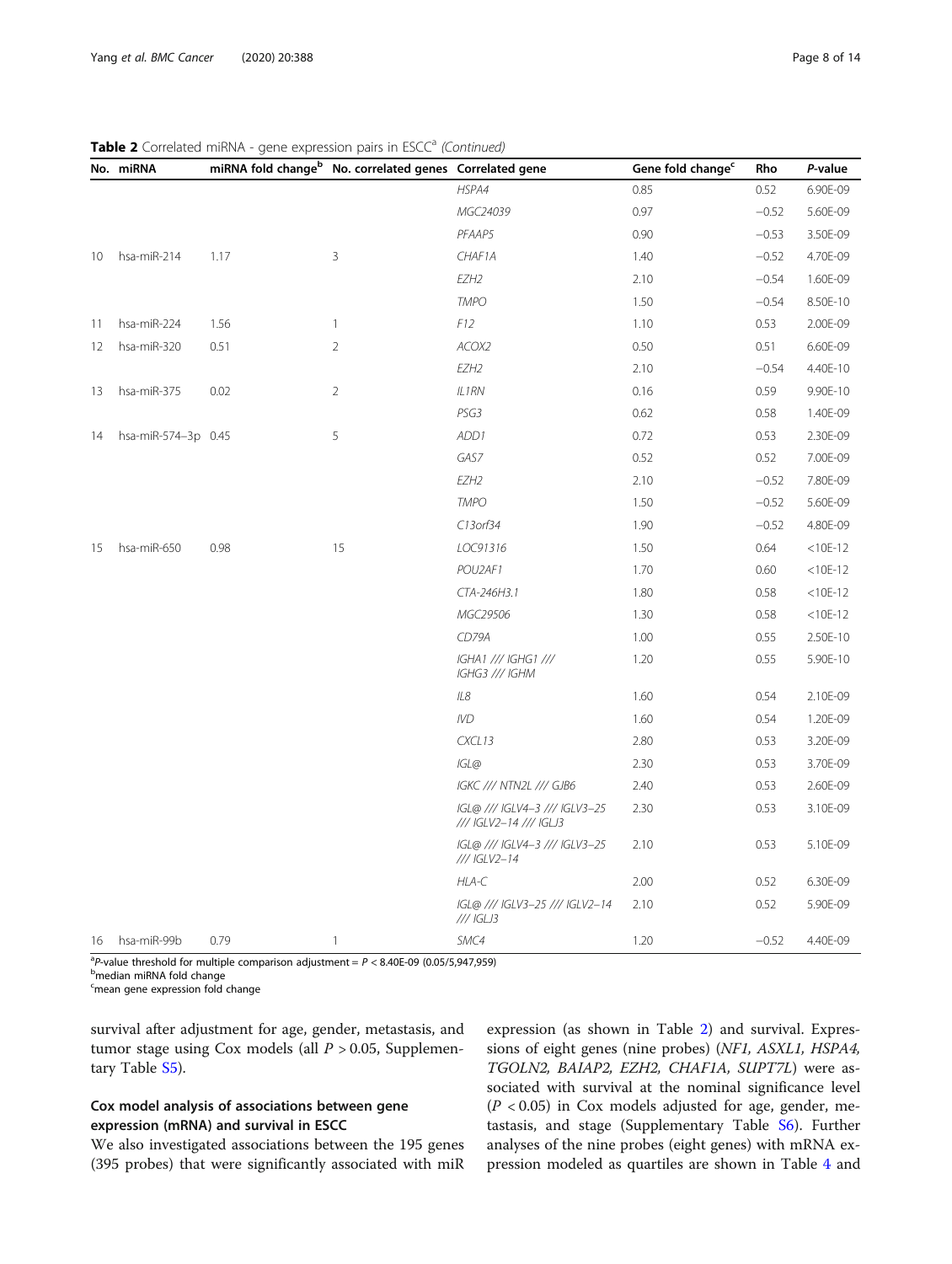**Table 2** Correlated miRNA - gene expression pairs in ESCC[a] *(Continued)*

| No. | miRNA | miRNA fold change[b] | No. correlated genes | Correlated gene | Gene fold change[c] | Rho | *P*-value |
|---|---|---|---|---|---|---|---|
| | | | | *HSPA4* | 0.85 | 0.52 | 6.90E-09 |
| | | | | *MGC24039* | 0.97 | −0.52 | 5.60E-09 |
| | | | | *PFAAP5* | 0.90 | −0.53 | 3.50E-09 |
| 10 | hsa-miR-214 | 1.17 | 3 | *CHAF1A* | 1.40 | −0.52 | 4.70E-09 |
| | | | | *EZH2* | 2.10 | −0.54 | 1.60E-09 |
| | | | | *TMPO* | 1.50 | −0.54 | 8.50E-10 |
| 11 | hsa-miR-224 | 1.56 | 1 | *F12* | 1.10 | 0.53 | 2.00E-09 |
| 12 | hsa-miR-320 | 0.51 | 2 | *ACOX2* | 0.50 | 0.51 | 6.60E-09 |
| | | | | *EZH2* | 2.10 | −0.54 | 4.40E-10 |
| 13 | hsa-miR-375 | 0.02 | 2 | *IL1RN* | 0.16 | 0.59 | 9.90E-10 |
| | | | | *PSG3* | 0.62 | 0.58 | 1.40E-09 |
| 14 | hsa-miR-574-3p | 0.45 | 5 | *ADD1* | 0.72 | 0.53 | 2.30E-09 |
| | | | | *GAS7* | 0.52 | 0.52 | 7.00E-09 |
| | | | | *EZH2* | 2.10 | −0.52 | 7.80E-09 |
| | | | | *TMPO* | 1.50 | −0.52 | 5.60E-09 |
| | | | | *C13orf34* | 1.90 | −0.52 | 4.80E-09 |
| 15 | hsa-miR-650 | 0.98 | 15 | *LOC91316* | 1.50 | 0.64 | <10E-12 |
| | | | | *POU2AF1* | 1.70 | 0.60 | <10E-12 |
| | | | | *CTA-246H3.1* | 1.80 | 0.58 | <10E-12 |
| | | | | *MGC29506* | 1.30 | 0.58 | <10E-12 |
| | | | | *CD79A* | 1.00 | 0.55 | 2.50E-10 |
| | | | | *IGHA1 /// IGHG1 /// IGHG3 /// IGHM* | 1.20 | 0.55 | 5.90E-10 |
| | | | | *IL8* | 1.60 | 0.54 | 2.10E-09 |
| | | | | *IVD* | 1.60 | 0.54 | 1.20E-09 |
| | | | | *CXCL13* | 2.80 | 0.53 | 3.20E-09 |
| | | | | *IGL@* | 2.30 | 0.53 | 3.70E-09 |
| | | | | *IGKC /// NTN2L /// GJB6* | 2.40 | 0.53 | 2.60E-09 |
| | | | | *IGL@ /// IGLV4-3 /// IGLV3-25 /// IGLV2-14 /// IGLJ3* | 2.30 | 0.53 | 3.10E-09 |
| | | | | *IGL@ /// IGLV4-3 /// IGLV3-25 /// IGLV2-14* | 2.10 | 0.53 | 5.10E-09 |
| | | | | *HLA-C* | 2.00 | 0.52 | 6.30E-09 |
| | | | | *IGL@ /// IGLV3-25 /// IGLV2-14 /// IGLJ3* | 2.10 | 0.52 | 5.90E-09 |
| 16 | hsa-miR-99b | 0.79 | 1 | *SMC4* | 1.20 | −0.52 | 4.40E-09 |

[a]*P*-value threshold for multiple comparison adjustment = $P < 8.40E-09$ (0.05/5,947,959)
[b]median miRNA fold change
[c]mean gene expression fold change

survival after adjustment for age, gender, metastasis, and tumor stage using Cox models (all $P > 0.05$, Supplementary Table S5).

### Cox model analysis of associations between gene expression (mRNA) and survival in ESCC

We also investigated associations between the 195 genes (395 probes) that were significantly associated with miR expression (as shown in Table 2) and survival. Expressions of eight genes (nine probes) (*NF1, ASXL1, HSPA4, TGOLN2, BAIAP2, EZH2, CHAF1A, SUPT7L*) were associated with survival at the nominal significance level ($P < 0.05$) in Cox models adjusted for age, gender, metastasis, and stage (Supplementary Table S6). Further analyses of the nine probes (eight genes) with mRNA expression modeled as quartiles are shown in Table 4 and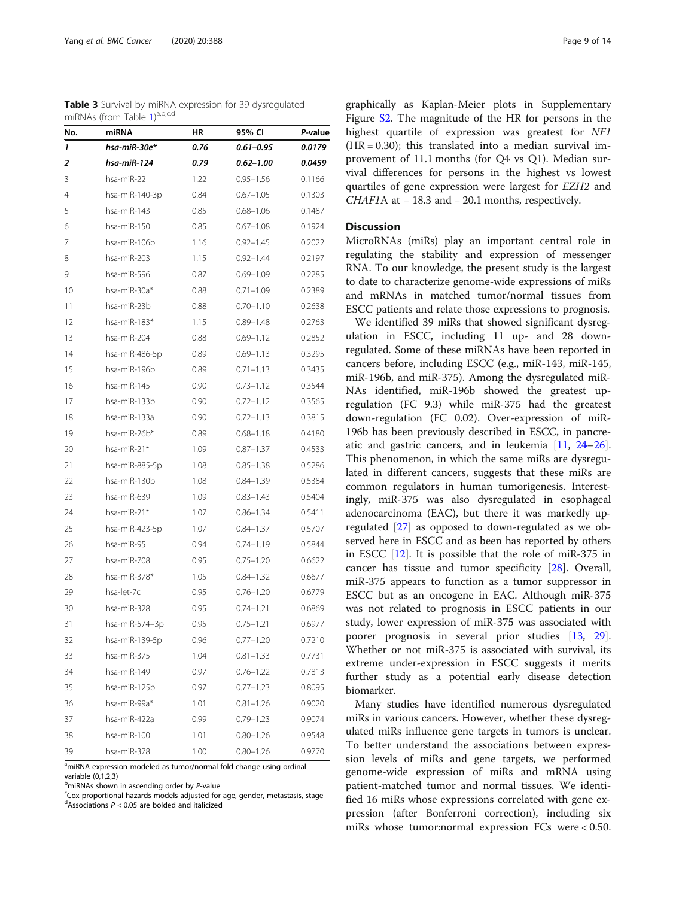**Table 3** Survival by miRNA expression for 39 dysregulated miRNAs (from Table 1)[a,b,c,d]

| No. | miRNA | HR | 95% CI | *P*-value |
|---|---|---|---|---|
| ***1*** | ***hsa-miR-30e**** | ***0.76*** | ***0.61–0.95*** | ***0.0179*** |
| ***2*** | ***hsa-miR-124*** | ***0.79*** | ***0.62–1.00*** | ***0.0459*** |
| 3 | hsa-miR-22 | 1.22 | 0.95–1.56 | 0.1166 |
| 4 | hsa-miR-140-3p | 0.84 | 0.67–1.05 | 0.1303 |
| 5 | hsa-miR-143 | 0.85 | 0.68–1.06 | 0.1487 |
| 6 | hsa-miR-150 | 0.85 | 0.67–1.08 | 0.1924 |
| 7 | hsa-miR-106b | 1.16 | 0.92–1.45 | 0.2022 |
| 8 | hsa-miR-203 | 1.15 | 0.92–1.44 | 0.2197 |
| 9 | hsa-miR-596 | 0.87 | 0.69–1.09 | 0.2285 |
| 10 | hsa-miR-30a* | 0.88 | 0.71–1.09 | 0.2389 |
| 11 | hsa-miR-23b | 0.88 | 0.70–1.10 | 0.2638 |
| 12 | hsa-miR-183* | 1.15 | 0.89–1.48 | 0.2763 |
| 13 | hsa-miR-204 | 0.88 | 0.69–1.12 | 0.2852 |
| 14 | hsa-miR-486-5p | 0.89 | 0.69–1.13 | 0.3295 |
| 15 | hsa-miR-196b | 0.89 | 0.71–1.13 | 0.3435 |
| 16 | hsa-miR-145 | 0.90 | 0.73–1.12 | 0.3544 |
| 17 | hsa-miR-133b | 0.90 | 0.72–1.12 | 0.3565 |
| 18 | hsa-miR-133a | 0.90 | 0.72–1.13 | 0.3815 |
| 19 | hsa-miR-26b* | 0.89 | 0.68–1.18 | 0.4180 |
| 20 | hsa-miR-21* | 1.09 | 0.87–1.37 | 0.4533 |
| 21 | hsa-miR-885-5p | 1.08 | 0.85–1.38 | 0.5286 |
| 22 | hsa-miR-130b | 1.08 | 0.84–1.39 | 0.5384 |
| 23 | hsa-miR-639 | 1.09 | 0.83–1.43 | 0.5404 |
| 24 | hsa-miR-21* | 1.07 | 0.86–1.34 | 0.5411 |
| 25 | hsa-miR-423-5p | 1.07 | 0.84–1.37 | 0.5707 |
| 26 | hsa-miR-95 | 0.94 | 0.74–1.19 | 0.5844 |
| 27 | hsa-miR-708 | 0.95 | 0.75–1.20 | 0.6622 |
| 28 | hsa-miR-378* | 1.05 | 0.84–1.32 | 0.6677 |
| 29 | hsa-let-7c | 0.95 | 0.76–1.20 | 0.6779 |
| 30 | hsa-miR-328 | 0.95 | 0.74–1.21 | 0.6869 |
| 31 | hsa-miR-574–3p | 0.95 | 0.75–1.21 | 0.6977 |
| 32 | hsa-miR-139-5p | 0.96 | 0.77–1.20 | 0.7210 |
| 33 | hsa-miR-375 | 1.04 | 0.81–1.33 | 0.7731 |
| 34 | hsa-miR-149 | 0.97 | 0.76–1.22 | 0.7813 |
| 35 | hsa-miR-125b | 0.97 | 0.77–1.23 | 0.8095 |
| 36 | hsa-miR-99a* | 1.01 | 0.81–1.26 | 0.9020 |
| 37 | hsa-miR-422a | 0.99 | 0.79–1.23 | 0.9074 |
| 38 | hsa-miR-100 | 1.01 | 0.80–1.26 | 0.9548 |
| 39 | hsa-miR-378 | 1.00 | 0.80–1.26 | 0.9770 |

[a]miRNA expression modeled as tumor/normal fold change using ordinal variable (0,1,2,3)
[b]miRNAs shown in ascending order by *P*-value
[c]Cox proportional hazards models adjusted for age, gender, metastasis, stage
[d]Associations $P < 0.05$ are bolded and italicized

graphically as Kaplan-Meier plots in Supplementary Figure S2. The magnitude of the HR for persons in the highest quartile of expression was greatest for *NF1* (HR = 0.30); this translated into a median survival improvement of 11.1 months (for Q4 vs Q1). Median survival differences for persons in the highest vs lowest quartiles of gene expression were largest for *EZH2* and *CHAF1*A at − 18.3 and − 20.1 months, respectively.

## Discussion

MicroRNAs (miRs) play an important central role in regulating the stability and expression of messenger RNA. To our knowledge, the present study is the largest to date to characterize genome-wide expressions of miRs and mRNAs in matched tumor/normal tissues from ESCC patients and relate those expressions to prognosis.

We identified 39 miRs that showed significant dysregulation in ESCC, including 11 up- and 28 down-regulated. Some of these miRNAs have been reported in cancers before, including ESCC (e.g., miR-143, miR-145, miR-196b, and miR-375). Among the dysregulated miRNAs identified, miR-196b showed the greatest up-regulation (FC 9.3) while miR-375 had the greatest down-regulation (FC 0.02). Over-expression of miR-196b has been previously described in ESCC, in pancreatic and gastric cancers, and in leukemia [11, 24–26]. This phenomenon, in which the same miRs are dysregulated in different cancers, suggests that these miRs are common regulators in human tumorigenesis. Interestingly, miR-375 was also dysregulated in esophageal adenocarcinoma (EAC), but there it was markedly up-regulated [27] as opposed to down-regulated as we observed here in ESCC and as been reported by others in ESCC [12]. It is possible that the role of miR-375 in cancer has tissue and tumor specificity [28]. Overall, miR-375 appears to function as a tumor suppressor in ESCC but as an oncogene in EAC. Although miR-375 was not related to prognosis in ESCC patients in our study, lower expression of miR-375 was associated with poorer prognosis in several prior studies [13, 29]. Whether or not miR-375 is associated with survival, its extreme under-expression in ESCC suggests it merits further study as a potential early disease detection biomarker.

Many studies have identified numerous dysregulated miRs in various cancers. However, whether these dysregulated miRs influence gene targets in tumors is unclear. To better understand the associations between expression levels of miRs and gene targets, we performed genome-wide expression of miRs and mRNA using patient-matched tumor and normal tissues. We identified 16 miRs whose expressions correlated with gene expression (after Bonferroni correction), including six miRs whose tumor:normal expression FCs were < 0.50.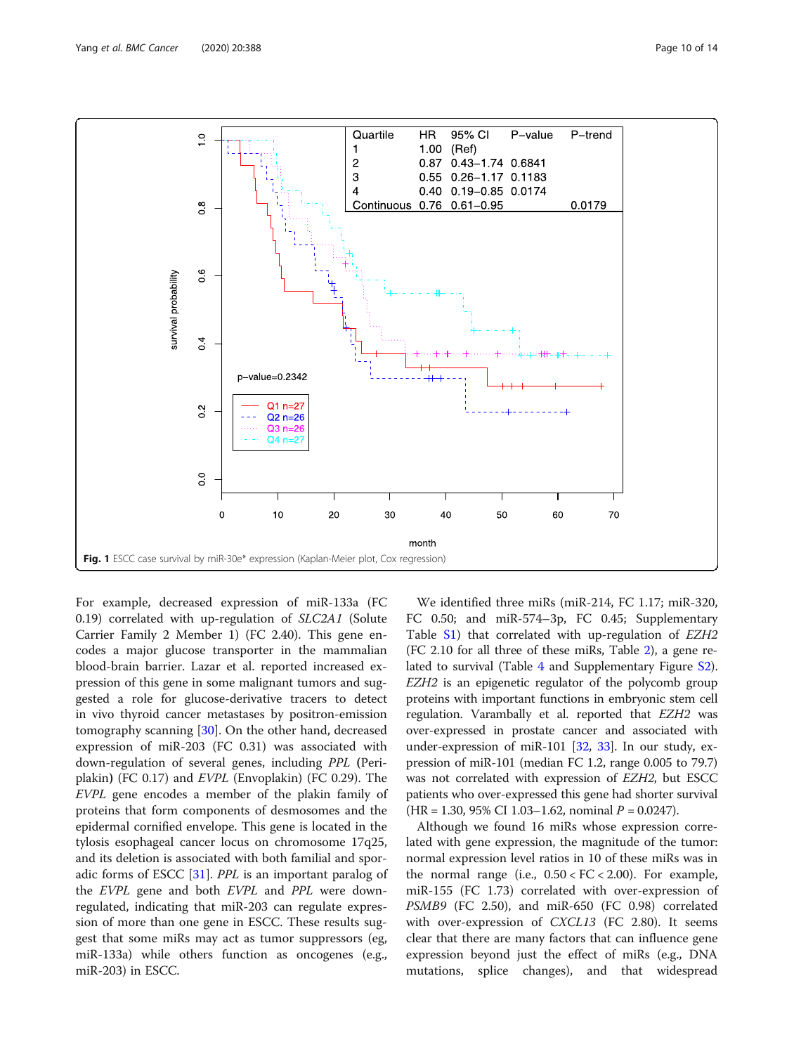| Quartile | HR | 95% CI | P-value | P-trend |
|---|---|---|---|---|
| 1 | 1.00 | (Ref) | | |
| 2 | 0.87 | 0.43–1.74 | 0.6841 | |
| 3 | 0.55 | 0.26–1.17 | 0.1183 | |
| 4 | 0.40 | 0.19–0.85 | 0.0174 | |
| Continuous | 0.76 | 0.61–0.95 | | 0.0179 |

**Fig. 1** ESCC case survival by miR-30e* expression (Kaplan-Meier plot, Cox regression)

For example, decreased expression of miR-133a (FC 0.19) correlated with up-regulation of *SLC2A1* (Solute Carrier Family 2 Member 1) (FC 2.40). This gene encodes a major glucose transporter in the mammalian blood-brain barrier. Lazar et al. reported increased expression of this gene in some malignant tumors and suggested a role for glucose-derivative tracers to detect in vivo thyroid cancer metastases by positron-emission tomography scanning [30]. On the other hand, decreased expression of miR-203 (FC 0.31) was associated with down-regulation of several genes, including *PPL* (Periplakin) (FC 0.17) and *EVPL* (Envoplakin) (FC 0.29). The *EVPL* gene encodes a member of the plakin family of proteins that form components of desmosomes and the epidermal cornified envelope. This gene is located in the tylosis esophageal cancer locus on chromosome 17q25, and its deletion is associated with both familial and sporadic forms of ESCC [31]. *PPL* is an important paralog of the *EVPL* gene and both *EVPL* and *PPL* were down-regulated, indicating that miR-203 can regulate expression of more than one gene in ESCC. These results suggest that some miRs may act as tumor suppressors (eg, miR-133a) while others function as oncogenes (e.g., miR-203) in ESCC.

We identified three miRs (miR-214, FC 1.17; miR-320, FC 0.50; and miR-574–3p, FC 0.45; Supplementary Table S1) that correlated with up-regulation of *EZH2* (FC 2.10 for all three of these miRs, Table 2), a gene related to survival (Table 4 and Supplementary Figure S2). *EZH2* is an epigenetic regulator of the polycomb group proteins with important functions in embryonic stem cell regulation. Varambally et al. reported that *EZH2* was over-expressed in prostate cancer and associated with under-expression of miR-101 [32, 33]. In our study, expression of miR-101 (median FC 1.2, range 0.005 to 79.7) was not correlated with expression of *EZH2*, but ESCC patients who over-expressed this gene had shorter survival (HR = 1.30, 95% CI 1.03–1.62, nominal $P = 0.0247$).

Although we found 16 miRs whose expression correlated with gene expression, the magnitude of the tumor: normal expression level ratios in 10 of these miRs was in the normal range (i.e., $0.50 < FC < 2.00$). For example, miR-155 (FC 1.73) correlated with over-expression of *PSMB9* (FC 2.50), and miR-650 (FC 0.98) correlated with over-expression of *CXCL13* (FC 2.80). It seems clear that there are many factors that can influence gene expression beyond just the effect of miRs (e.g., DNA mutations, splice changes), and that widespread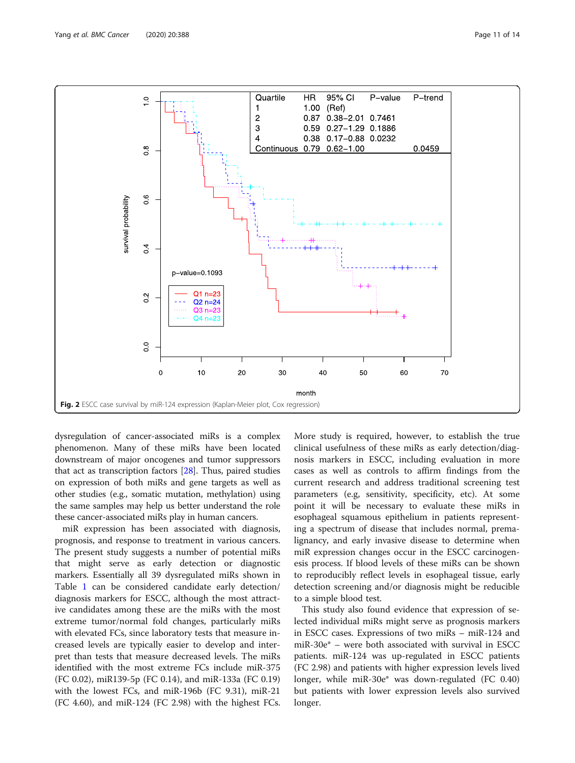| Quartile | HR | 95% CI | P-value | P-trend |
|---|---|---|---|---|
| 1 | 1.00 | (Ref) | | |
| 2 | 0.87 | 0.38–2.01 | 0.7461 | |
| 3 | 0.59 | 0.27–1.29 | 0.1886 | |
| 4 | 0.38 | 0.17–0.88 | 0.0232 | |
| Continuous | 0.79 | 0.62–1.00 | | 0.0459 |

**Fig. 2** ESCC case survival by miR-124 expression (Kaplan-Meier plot, Cox regression)

dysregulation of cancer-associated miRs is a complex phenomenon. Many of these miRs have been located downstream of major oncogenes and tumor suppressors that act as transcription factors [28]. Thus, paired studies on expression of both miRs and gene targets as well as other studies (e.g., somatic mutation, methylation) using the same samples may help us better understand the role these cancer-associated miRs play in human cancers.

miR expression has been associated with diagnosis, prognosis, and response to treatment in various cancers. The present study suggests a number of potential miRs that might serve as early detection or diagnostic markers. Essentially all 39 dysregulated miRs shown in Table 1 can be considered candidate early detection/diagnosis markers for ESCC, although the most attractive candidates among these are the miRs with the most extreme tumor/normal fold changes, particularly miRs with elevated FCs, since laboratory tests that measure increased levels are typically easier to develop and interpret than tests that measure decreased levels. The miRs identified with the most extreme FCs include miR-375 (FC 0.02), miR139-5p (FC 0.14), and miR-133a (FC 0.19) with the lowest FCs, and miR-196b (FC 9.31), miR-21 (FC 4.60), and miR-124 (FC 2.98) with the highest FCs. More study is required, however, to establish the true clinical usefulness of these miRs as early detection/diagnosis markers in ESCC, including evaluation in more cases as well as controls to affirm findings from the current research and address traditional screening test parameters (e.g, sensitivity, specificity, etc). At some point it will be necessary to evaluate these miRs in esophageal squamous epithelium in patients representing a spectrum of disease that includes normal, premalignancy, and early invasive disease to determine when miR expression changes occur in the ESCC carcinogenesis process. If blood levels of these miRs can be shown to reproducibly reflect levels in esophageal tissue, early detection screening and/or diagnosis might be reducible to a simple blood test.

This study also found evidence that expression of selected individual miRs might serve as prognosis markers in ESCC cases. Expressions of two miRs – miR-124 and miR-30e* – were both associated with survival in ESCC patients. miR-124 was up-regulated in ESCC patients (FC 2.98) and patients with higher expression levels lived longer, while miR-30e* was down-regulated (FC 0.40) but patients with lower expression levels also survived longer.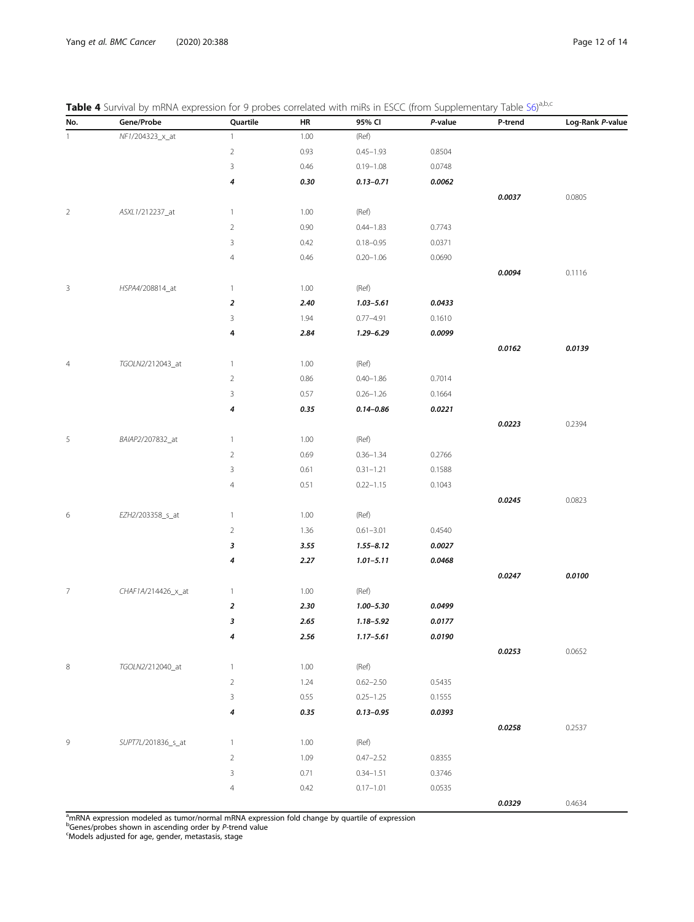**Table 4** Survival by mRNA expression for 9 probes correlated with miRs in ESCC (from Supplementary Table S6)[a,b,c]

| No. | Gene/Probe | Quartile | HR | 95% CI | *P*-value | P-trend | Log-Rank *P*-value |
|---|---|---|---|---|---|---|---|
| 1 | *NF1*/204323_x_at | 1 | 1.00 | (Ref) | | | |
| | | 2 | 0.93 | 0.45–1.93 | 0.8504 | | |
| | | 3 | 0.46 | 0.19–1.08 | 0.0748 | | |
| | | ***4*** | ***0.30*** | ***0.13–0.71*** | ***0.0062*** | | |
| | | | | | | ***0.0037*** | 0.0805 |
| 2 | *ASXL1*/212237_at | 1 | 1.00 | (Ref) | | | |
| | | 2 | 0.90 | 0.44–1.83 | 0.7743 | | |
| | | 3 | 0.42 | 0.18–0.95 | 0.0371 | | |
| | | 4 | 0.46 | 0.20–1.06 | 0.0690 | | |
| | | | | | | ***0.0094*** | 0.1116 |
| 3 | *HSPA4*/208814_at | 1 | 1.00 | (Ref) | | | |
| | | ***2*** | ***2.40*** | ***1.03–5.61*** | ***0.0433*** | | |
| | | 3 | 1.94 | 0.77–4.91 | 0.1610 | | |
| | | ***4*** | ***2.84*** | ***1.29–6.29*** | ***0.0099*** | | |
| | | | | | | ***0.0162*** | ***0.0139*** |
| 4 | *TGOLN2*/212043_at | 1 | 1.00 | (Ref) | | | |
| | | 2 | 0.86 | 0.40–1.86 | 0.7014 | | |
| | | 3 | 0.57 | 0.26–1.26 | 0.1664 | | |
| | | ***4*** | ***0.35*** | ***0.14–0.86*** | ***0.0221*** | | |
| | | | | | | ***0.0223*** | 0.2394 |
| 5 | *BAIAP2*/207832_at | 1 | 1.00 | (Ref) | | | |
| | | 2 | 0.69 | 0.36–1.34 | 0.2766 | | |
| | | 3 | 0.61 | 0.31–1.21 | 0.1588 | | |
| | | 4 | 0.51 | 0.22–1.15 | 0.1043 | | |
| | | | | | | ***0.0245*** | 0.0823 |
| 6 | *EZH2*/203358_s_at | 1 | 1.00 | (Ref) | | | |
| | | 2 | 1.36 | 0.61–3.01 | 0.4540 | | |
| | | ***3*** | ***3.55*** | ***1.55–8.12*** | ***0.0027*** | | |
| | | ***4*** | ***2.27*** | ***1.01–5.11*** | ***0.0468*** | | |
| | | | | | | ***0.0247*** | ***0.0100*** |
| 7 | *CHAF1A*/214426_x_at | 1 | 1.00 | (Ref) | | | |
| | | ***2*** | ***2.30*** | ***1.00–5.30*** | ***0.0499*** | | |
| | | ***3*** | ***2.65*** | ***1.18–5.92*** | ***0.0177*** | | |
| | | ***4*** | ***2.56*** | ***1.17–5.61*** | ***0.0190*** | | |
| | | | | | | ***0.0253*** | 0.0652 |
| 8 | *TGOLN2*/212040_at | 1 | 1.00 | (Ref) | | | |
| | | 2 | 1.24 | 0.62–2.50 | 0.5435 | | |
| | | 3 | 0.55 | 0.25–1.25 | 0.1555 | | |
| | | ***4*** | ***0.35*** | ***0.13–0.95*** | ***0.0393*** | | |
| | | | | | | ***0.0258*** | 0.2537 |
| 9 | *SUPT7L*/201836_s_at | 1 | 1.00 | (Ref) | | | |
| | | 2 | 1.09 | 0.47–2.52 | 0.8355 | | |
| | | 3 | 0.71 | 0.34–1.51 | 0.3746 | | |
| | | 4 | 0.42 | 0.17–1.01 | 0.0535 | | |
| | | | | | | ***0.0329*** | 0.4634 |

[a]mRNA expression modeled as tumor/normal mRNA expression fold change by quartile of expression
[b]Genes/probes shown in ascending order by *P*-trend value
[c]Models adjusted for age, gender, metastasis, stage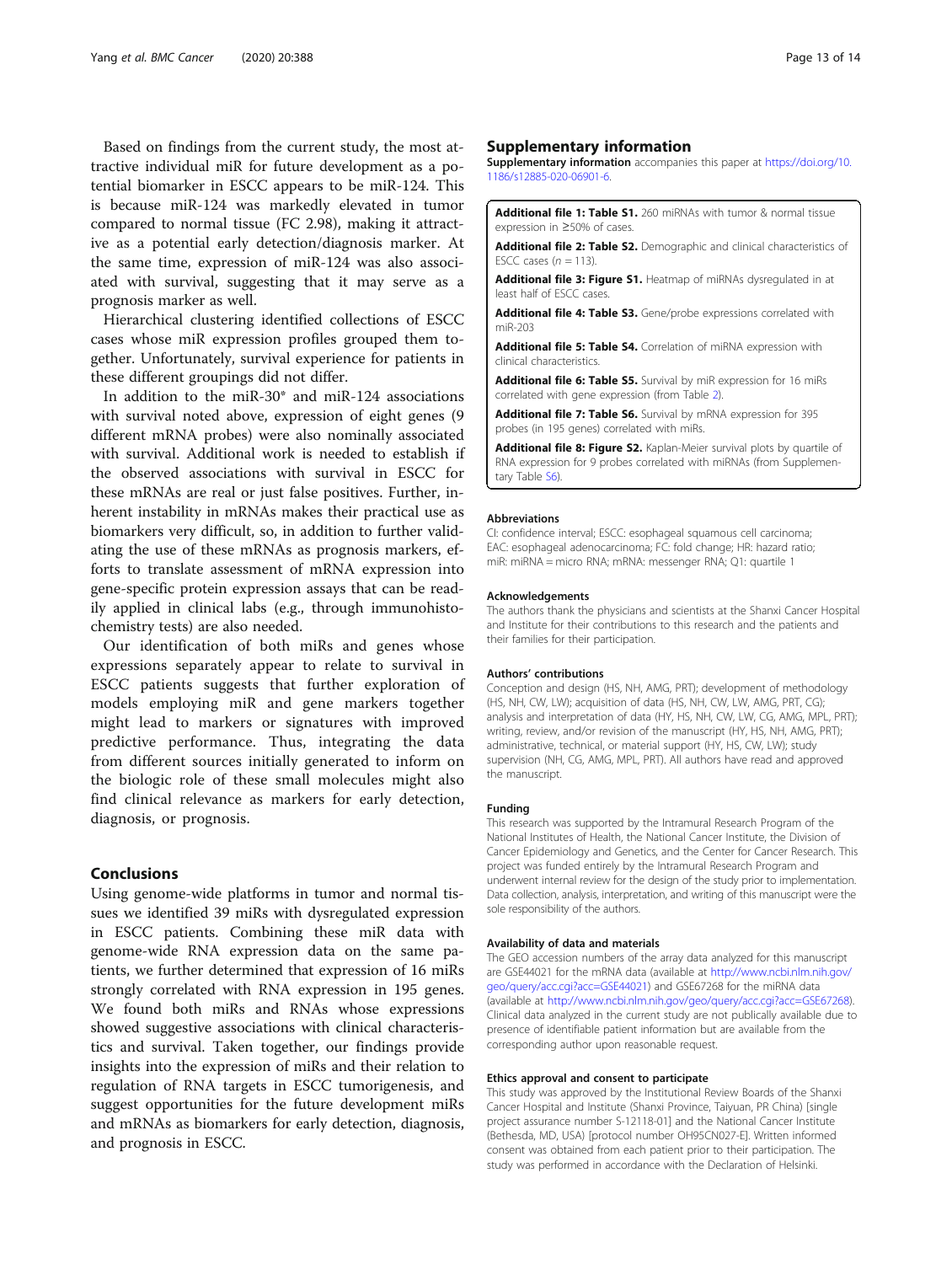Based on findings from the current study, the most attractive individual miR for future development as a potential biomarker in ESCC appears to be miR-124. This is because miR-124 was markedly elevated in tumor compared to normal tissue (FC 2.98), making it attractive as a potential early detection/diagnosis marker. At the same time, expression of miR-124 was also associated with survival, suggesting that it may serve as a prognosis marker as well.

Hierarchical clustering identified collections of ESCC cases whose miR expression profiles grouped them together. Unfortunately, survival experience for patients in these different groupings did not differ.

In addition to the miR-30* and miR-124 associations with survival noted above, expression of eight genes (9 different mRNA probes) were also nominally associated with survival. Additional work is needed to establish if the observed associations with survival in ESCC for these mRNAs are real or just false positives. Further, inherent instability in mRNAs makes their practical use as biomarkers very difficult, so, in addition to further validating the use of these mRNAs as prognosis markers, efforts to translate assessment of mRNA expression into gene-specific protein expression assays that can be readily applied in clinical labs (e.g., through immunohistochemistry tests) are also needed.

Our identification of both miRs and genes whose expressions separately appear to relate to survival in ESCC patients suggests that further exploration of models employing miR and gene markers together might lead to markers or signatures with improved predictive performance. Thus, integrating the data from different sources initially generated to inform on the biologic role of these small molecules might also find clinical relevance as markers for early detection, diagnosis, or prognosis.

## Conclusions

Using genome-wide platforms in tumor and normal tissues we identified 39 miRs with dysregulated expression in ESCC patients. Combining these miR data with genome-wide RNA expression data on the same patients, we further determined that expression of 16 miRs strongly correlated with RNA expression in 195 genes. We found both miRs and RNAs whose expressions showed suggestive associations with clinical characteristics and survival. Taken together, our findings provide insights into the expression of miRs and their relation to regulation of RNA targets in ESCC tumorigenesis, and suggest opportunities for the future development miRs and mRNAs as biomarkers for early detection, diagnosis, and prognosis in ESCC.

## Supplementary information

**Supplementary information** accompanies this paper at https://doi.org/10.1186/s12885-020-06901-6.

**Additional file 1: Table S1.** 260 miRNAs with tumor & normal tissue expression in ≥50% of cases.

**Additional file 2: Table S2.** Demographic and clinical characteristics of ESCC cases (*n* = 113).

**Additional file 3: Figure S1.** Heatmap of miRNAs dysregulated in at least half of ESCC cases.

**Additional file 4: Table S3.** Gene/probe expressions correlated with miR-203

**Additional file 5: Table S4.** Correlation of miRNA expression with clinical characteristics.

**Additional file 6: Table S5.** Survival by miR expression for 16 miRs correlated with gene expression (from Table 2).

**Additional file 7: Table S6.** Survival by mRNA expression for 395 probes (in 195 genes) correlated with miRs.

**Additional file 8: Figure S2.** Kaplan-Meier survival plots by quartile of RNA expression for 9 probes correlated with miRNAs (from Supplementary Table S6).

#### Abbreviations

CI: confidence interval; ESCC: esophageal squamous cell carcinoma; EAC: esophageal adenocarcinoma; FC: fold change; HR: hazard ratio; miR: miRNA = micro RNA; mRNA: messenger RNA; Q1: quartile 1

#### Acknowledgements

The authors thank the physicians and scientists at the Shanxi Cancer Hospital and Institute for their contributions to this research and the patients and their families for their participation.

#### Authors' contributions

Conception and design (HS, NH, AMG, PRT); development of methodology (HS, NH, CW, LW); acquisition of data (HS, NH, CW, LW, AMG, PRT, CG); analysis and interpretation of data (HY, HS, NH, CW, LW, CG, AMG, MPL, PRT); writing, review, and/or revision of the manuscript (HY, HS, NH, AMG, PRT); administrative, technical, or material support (HY, HS, CW, LW); study supervision (NH, CG, AMG, MPL, PRT). All authors have read and approved the manuscript.

#### Funding

This research was supported by the Intramural Research Program of the National Institutes of Health, the National Cancer Institute, the Division of Cancer Epidemiology and Genetics, and the Center for Cancer Research. This project was funded entirely by the Intramural Research Program and underwent internal review for the design of the study prior to implementation. Data collection, analysis, interpretation, and writing of this manuscript were the sole responsibility of the authors.

#### Availability of data and materials

The GEO accession numbers of the array data analyzed for this manuscript are GSE44021 for the mRNA data (available at http://www.ncbi.nlm.nih.gov/geo/query/acc.cgi?acc=GSE44021) and GSE67268 for the miRNA data (available at http://www.ncbi.nlm.nih.gov/geo/query/acc.cgi?acc=GSE67268). Clinical data analyzed in the current study are not publically available due to presence of identifiable patient information but are available from the corresponding author upon reasonable request.

#### Ethics approval and consent to participate

This study was approved by the Institutional Review Boards of the Shanxi Cancer Hospital and Institute (Shanxi Province, Taiyuan, PR China) [single project assurance number S-12118-01] and the National Cancer Institute (Bethesda, MD, USA) [protocol number OH95CN027-E]. Written informed consent was obtained from each patient prior to their participation. The study was performed in accordance with the Declaration of Helsinki.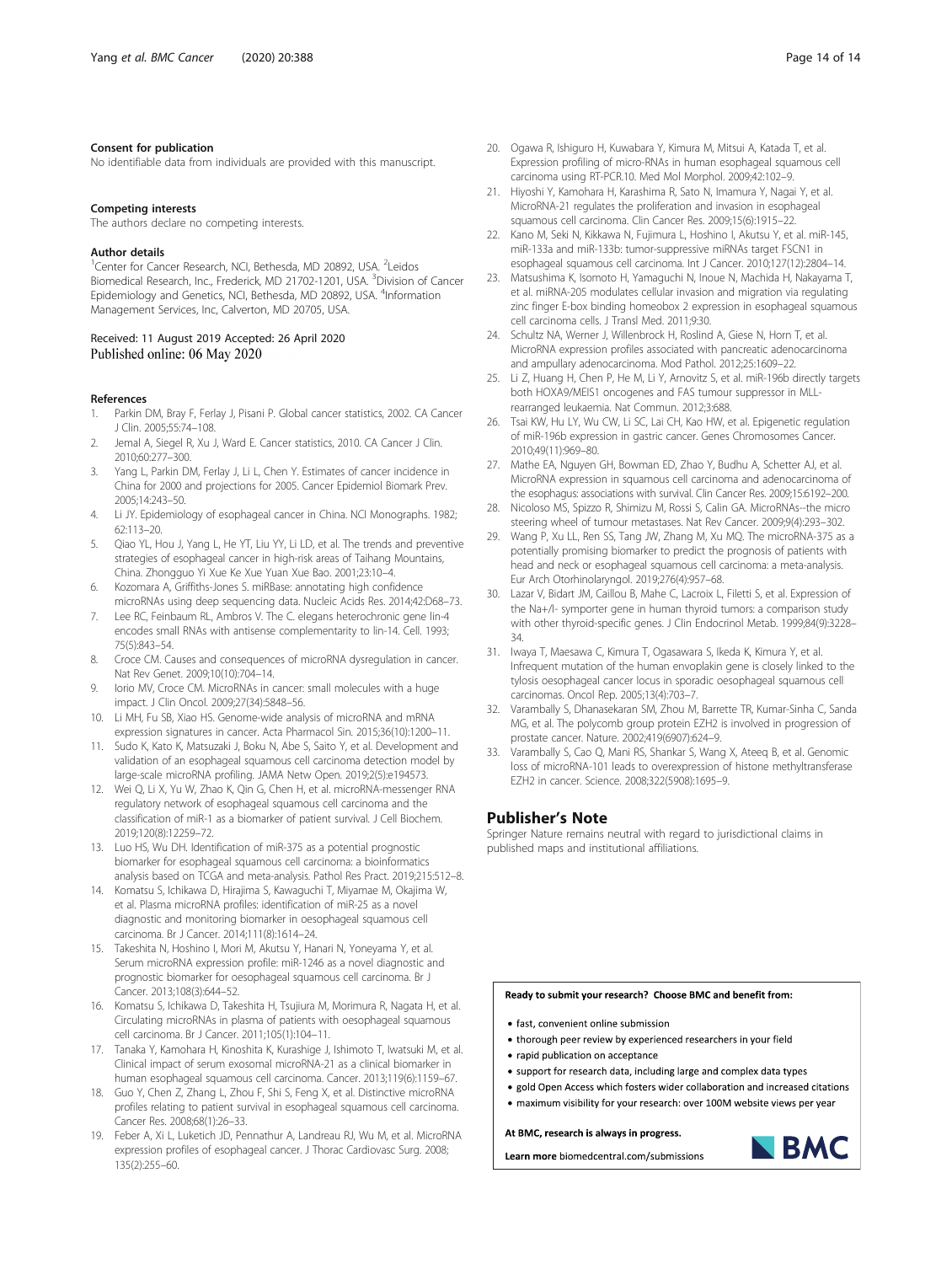#### Consent for publication

No identifiable data from individuals are provided with this manuscript.

#### Competing interests

The authors declare no competing interests.

#### Author details

[1]Center for Cancer Research, NCI, Bethesda, MD 20892, USA. [2]Leidos Biomedical Research, Inc., Frederick, MD 21702-1201, USA. [3]Division of Cancer Epidemiology and Genetics, NCI, Bethesda, MD 20892, USA. [4]Information Management Services, Inc, Calverton, MD 20705, USA.

Received: 11 August 2019 Accepted: 26 April 2020
Published online: 06 May 2020

#### References

1. Parkin DM, Bray F, Ferlay J, Pisani P. Global cancer statistics, 2002. CA Cancer J Clin. 2005;55:74–108.
2. Jemal A, Siegel R, Xu J, Ward E. Cancer statistics, 2010. CA Cancer J Clin. 2010;60:277–300.
3. Yang L, Parkin DM, Ferlay J, Li L, Chen Y. Estimates of cancer incidence in China for 2000 and projections for 2005. Cancer Epidemiol Biomark Prev. 2005;14:243–50.
4. Li JY. Epidemiology of esophageal cancer in China. NCI Monographs. 1982; 62:113–20.
5. Qiao YL, Hou J, Yang L, He YT, Liu YY, Li LD, et al. The trends and preventive strategies of esophageal cancer in high-risk areas of Taihang Mountains, China. Zhongguo Yi Xue Ke Xue Yuan Xue Bao. 2001;23:10–4.
6. Kozomara A, Griffiths-Jones S. miRBase: annotating high confidence microRNAs using deep sequencing data. Nucleic Acids Res. 2014;42:D68–73.
7. Lee RC, Feinbaum RL, Ambros V. The C. elegans heterochronic gene lin-4 encodes small RNAs with antisense complementarity to lin-14. Cell. 1993; 75(5):843–54.
8. Croce CM. Causes and consequences of microRNA dysregulation in cancer. Nat Rev Genet. 2009;10(10):704–14.
9. Iorio MV, Croce CM. MicroRNAs in cancer: small molecules with a huge impact. J Clin Oncol. 2009;27(34):5848–56.
10. Li MH, Fu SB, Xiao HS. Genome-wide analysis of microRNA and mRNA expression signatures in cancer. Acta Pharmacol Sin. 2015;36(10):1200–11.
11. Sudo K, Kato K, Matsuzaki J, Boku N, Abe S, Saito Y, et al. Development and validation of an esophageal squamous cell carcinoma detection model by large-scale microRNA profiling. JAMA Netw Open. 2019;2(5):e194573.
12. Wei Q, Li X, Yu W, Zhao K, Qin G, Chen H, et al. microRNA-messenger RNA regulatory network of esophageal squamous cell carcinoma and the classification of miR-1 as a biomarker of patient survival. J Cell Biochem. 2019;120(8):12259–72.
13. Luo HS, Wu DH. Identification of miR-375 as a potential prognostic biomarker for esophageal squamous cell carcinoma: a bioinformatics analysis based on TCGA and meta-analysis. Pathol Res Pract. 2019;215:512–8.
14. Komatsu S, Ichikawa D, Hirajima S, Kawaguchi T, Miyamae M, Okajima W, et al. Plasma microRNA profiles: identification of miR-25 as a novel diagnostic and monitoring biomarker in oesophageal squamous cell carcinoma. Br J Cancer. 2014;111(8):1614–24.
15. Takeshita N, Hoshino I, Mori M, Akutsu Y, Hanari N, Yoneyama Y, et al. Serum microRNA expression profile: miR-1246 as a novel diagnostic and prognostic biomarker for oesophageal squamous cell carcinoma. Br J Cancer. 2013;108(3):644–52.
16. Komatsu S, Ichikawa D, Takeshita H, Tsujiura M, Morimura R, Nagata H, et al. Circulating microRNAs in plasma of patients with oesophageal squamous cell carcinoma. Br J Cancer. 2011;105(1):104–11.
17. Tanaka Y, Kamohara H, Kinoshita K, Kurashige J, Ishimoto T, Iwatsuki M, et al. Clinical impact of serum exosomal microRNA-21 as a clinical biomarker in human esophageal squamous cell carcinoma. Cancer. 2013;119(6):1159–67.
18. Guo Y, Chen Z, Zhang L, Zhou F, Shi S, Feng X, et al. Distinctive microRNA profiles relating to patient survival in esophageal squamous cell carcinoma. Cancer Res. 2008;68(1):26–33.
19. Feber A, Xi L, Luketich JD, Pennathur A, Landreau RJ, Wu M, et al. MicroRNA expression profiles of esophageal cancer. J Thorac Cardiovasc Surg. 2008; 135(2):255–60.
20. Ogawa R, Ishiguro H, Kuwabara Y, Kimura M, Mitsui A, Katada T, et al. Expression profiling of micro-RNAs in human esophageal squamous cell carcinoma using RT-PCR.10. Med Mol Morphol. 2009;42:102–9.
21. Hiyoshi Y, Kamohara H, Karashima R, Sato N, Imamura Y, Nagai Y, et al. MicroRNA-21 regulates the proliferation and invasion in esophageal squamous cell carcinoma. Clin Cancer Res. 2009;15(6):1915–22.
22. Kano M, Seki N, Kikkawa N, Fujimura L, Hoshino I, Akutsu Y, et al. miR-145, miR-133a and miR-133b: tumor-suppressive miRNAs target FSCN1 in esophageal squamous cell carcinoma. Int J Cancer. 2010;127(12):2804–14.
23. Matsushima K, Isomoto H, Yamaguchi N, Inoue N, Machida H, Nakayama T, et al. miRNA-205 modulates cellular invasion and migration via regulating zinc finger E-box binding homeobox 2 expression in esophageal squamous cell carcinoma cells. J Transl Med. 2011;9:30.
24. Schultz NA, Werner J, Willenbrock H, Roslind A, Giese N, Horn T, et al. MicroRNA expression profiles associated with pancreatic adenocarcinoma and ampullary adenocarcinoma. Mod Pathol. 2012;25:1609–22.
25. Li Z, Huang H, Chen P, He M, Li Y, Arnovitz S, et al. miR-196b directly targets both HOXA9/MEIS1 oncogenes and FAS tumour suppressor in MLL-rearranged leukaemia. Nat Commun. 2012;3:688.
26. Tsai KW, Hu LY, Wu CW, Li SC, Lai CH, Kao HW, et al. Epigenetic regulation of miR-196b expression in gastric cancer. Genes Chromosomes Cancer. 2010;49(11):969–80.
27. Mathe EA, Nguyen GH, Bowman ED, Zhao Y, Budhu A, Schetter AJ, et al. MicroRNA expression in squamous cell carcinoma and adenocarcinoma of the esophagus: associations with survival. Clin Cancer Res. 2009;15:6192–200.
28. Nicoloso MS, Spizzo R, Shimizu M, Rossi S, Calin GA. MicroRNAs--the micro steering wheel of tumour metastases. Nat Rev Cancer. 2009;9(4):293–302.
29. Wang P, Xu LL, Ren SS, Tang JW, Zhang M, Xu MQ. The microRNA-375 as a potentially promising biomarker to predict the prognosis of patients with head and neck or esophageal squamous cell carcinoma: a meta-analysis. Eur Arch Otorhinolaryngol. 2019;276(4):957–68.
30. Lazar V, Bidart JM, Caillou B, Mahe C, Lacroix L, Filetti S, et al. Expression of the Na+/I- symporter gene in human thyroid tumors: a comparison study with other thyroid-specific genes. J Clin Endocrinol Metab. 1999;84(9):3228–34.
31. Iwaya T, Maesawa C, Kimura T, Ogasawara S, Ikeda K, Kimura Y, et al. Infrequent mutation of the human envoplakin gene is closely linked to the tylosis oesophageal cancer locus in sporadic oesophageal squamous cell carcinomas. Oncol Rep. 2005;13(4):703–7.
32. Varambally S, Dhanasekaran SM, Zhou M, Barrette TR, Kumar-Sinha C, Sanda MG, et al. The polycomb group protein EZH2 is involved in progression of prostate cancer. Nature. 2002;419(6907):624–9.
33. Varambally S, Cao Q, Mani RS, Shankar S, Wang X, Ateeq B, et al. Genomic loss of microRNA-101 leads to overexpression of histone methyltransferase EZH2 in cancer. Science. 2008;322(5908):1695–9.

### Publisher's Note

Springer Nature remains neutral with regard to jurisdictional claims in published maps and institutional affiliations.

**Ready to submit your research? Choose BMC and benefit from:**

- fast, convenient online submission
- thorough peer review by experienced researchers in your field
- rapid publication on acceptance
- support for research data, including large and complex data types
- gold Open Access which fosters wider collaboration and increased citations
- maximum visibility for your research: over 100M website views per year

**At BMC, research is always in progress.**

**Learn more** biomedcentral.com/submissions

BMC